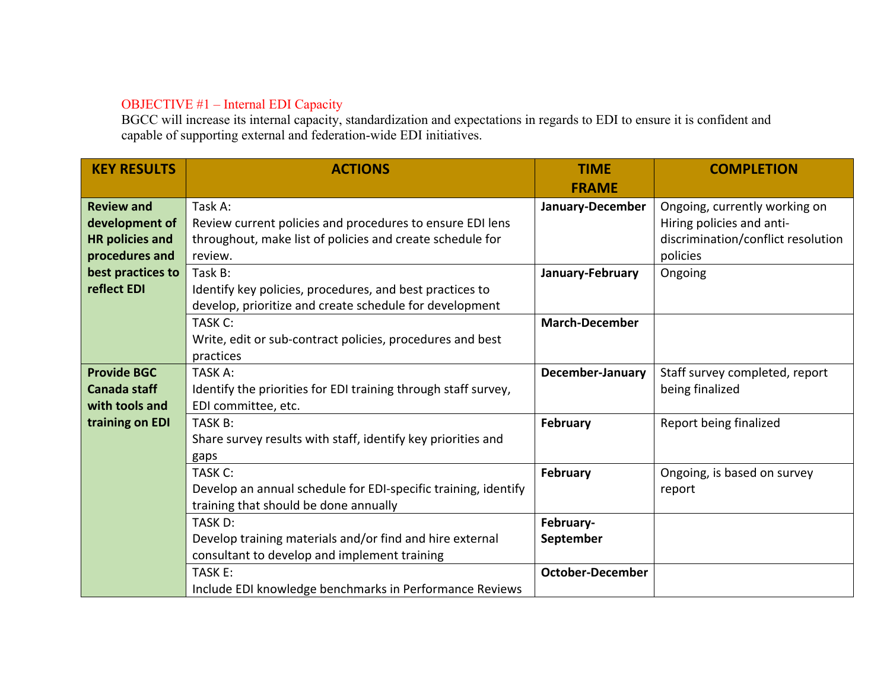OBJECTIVE #1 – Internal EDI Capacity

BGCC will increase its internal capacity, standardization and expectations in regards to EDI to ensure it is confident and capable of supporting external and federation-wide EDI initiatives.

| KEY RESULTS | ACTIONS | TIME FRAME | COMPLETION |
|---|---|---|---|
| **Review and development of HR policies and procedures and best practices to reflect EDI** | Task A: Review current policies and procedures to ensure EDI lens throughout, make list of policies and create schedule for review. | **January-December** | Ongoing, currently working on Hiring policies and anti-discrimination/conflict resolution policies |
| | Task B: Identify key policies, procedures, and best practices to develop, prioritize and create schedule for development | **January-February** | Ongoing |
| | TASK C: Write, edit or sub-contract policies, procedures and best practices | **March-December** | |
| **Provide BGC Canada staff with tools and training on EDI** | TASK A: Identify the priorities for EDI training through staff survey, EDI committee, etc. | **December-January** | Staff survey completed, report being finalized |
| | TASK B: Share survey results with staff, identify key priorities and gaps | **February** | Report being finalized |
| | TASK C: Develop an annual schedule for EDI-specific training, identify training that should be done annually | **February** | Ongoing, is based on survey report |
| | TASK D: Develop training materials and/or find and hire external consultant to develop and implement training | **February-September** | |
| | TASK E: Include EDI knowledge benchmarks in Performance Reviews | **October-December** | |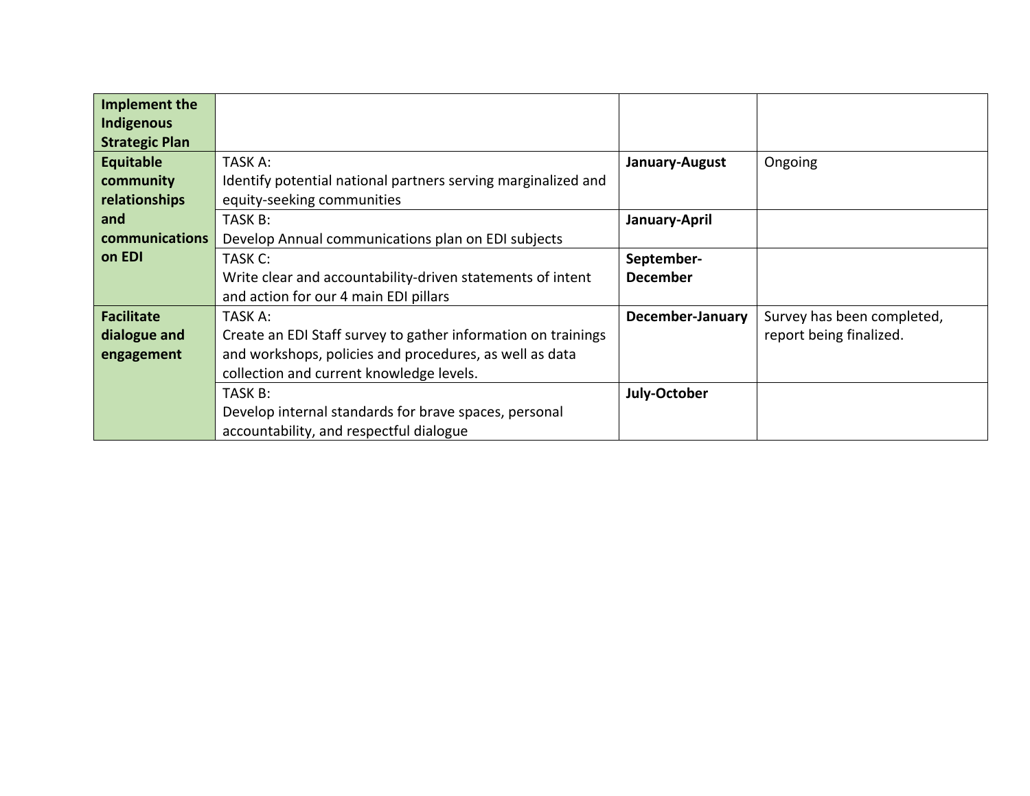| | | | |
|---|---|---|---|
| **Implement the Indigenous Strategic Plan** | | | |
| **Equitable community relationships and communications on EDI** | TASK A:<br>Identify potential national partners serving marginalized and equity-seeking communities | **January-August** | Ongoing |
| | TASK B:<br>Develop Annual communications plan on EDI subjects | **January-April** | |
| | TASK C:<br>Write clear and accountability-driven statements of intent and action for our 4 main EDI pillars | **September-December** | |
| **Facilitate dialogue and engagement** | TASK A:<br>Create an EDI Staff survey to gather information on trainings and workshops, policies and procedures, as well as data collection and current knowledge levels. | **December-January** | Survey has been completed, report being finalized. |
| | TASK B:<br>Develop internal standards for brave spaces, personal accountability, and respectful dialogue | **July-October** | |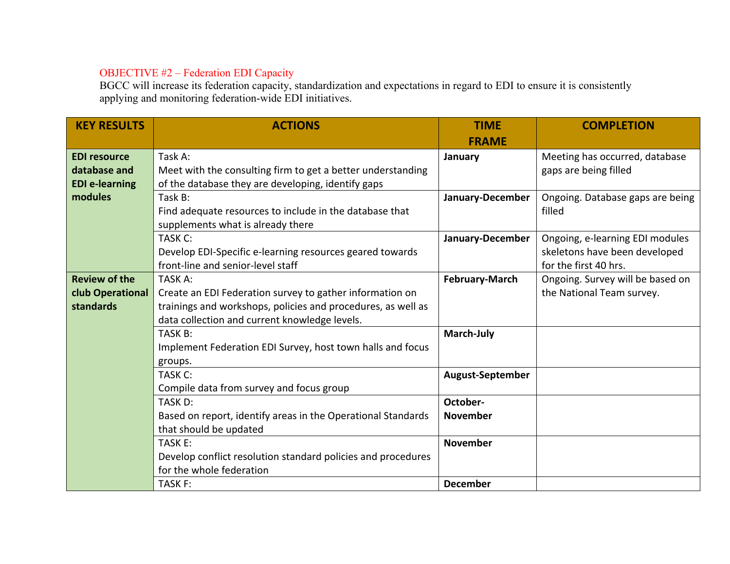OBJECTIVE #2 – Federation EDI Capacity

BGCC will increase its federation capacity, standardization and expectations in regard to EDI to ensure it is consistently applying and monitoring federation-wide EDI initiatives.

| KEY RESULTS | ACTIONS | TIME FRAME | COMPLETION |
|---|---|---|---|
| **EDI resource database and EDI e-learning modules** | Task A: Meet with the consulting firm to get a better understanding of the database they are developing, identify gaps | **January** | Meeting has occurred, database gaps are being filled |
| | Task B: Find adequate resources to include in the database that supplements what is already there | **January-December** | Ongoing. Database gaps are being filled |
| | TASK C: Develop EDI-Specific e-learning resources geared towards front-line and senior-level staff | **January-December** | Ongoing, e-learning EDI modules skeletons have been developed for the first 40 hrs. |
| **Review of the club Operational standards** | TASK A: Create an EDI Federation survey to gather information on trainings and workshops, policies and procedures, as well as data collection and current knowledge levels. | **February-March** | Ongoing. Survey will be based on the National Team survey. |
| | TASK B: Implement Federation EDI Survey, host town halls and focus groups. | **March-July** | |
| | TASK C: Compile data from survey and focus group | **August-September** | |
| | TASK D: Based on report, identify areas in the Operational Standards that should be updated | **October-November** | |
| | TASK E: Develop conflict resolution standard policies and procedures for the whole federation | **November** | |
| | TASK F: | **December** | |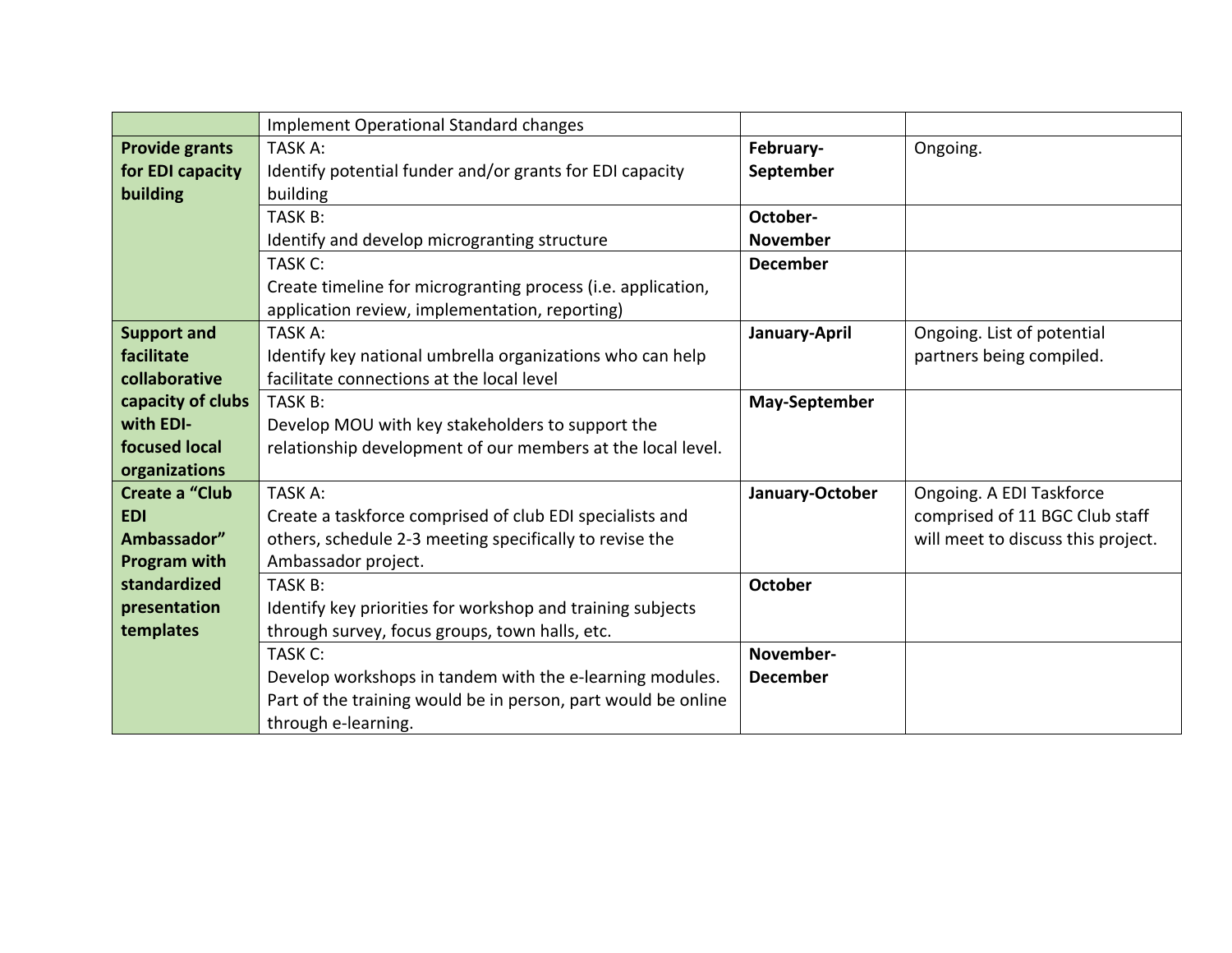| | | | |
|---|---|---|---|
| | Implement Operational Standard changes | | |
| **Provide grants for EDI capacity building** | TASK A: Identify potential funder and/or grants for EDI capacity building | **February-September** | Ongoing. |
| | TASK B: Identify and develop microgranting structure | **October-November** | |
| | TASK C: Create timeline for microgranting process (i.e. application, application review, implementation, reporting) | **December** | |
| **Support and facilitate collaborative capacity of clubs with EDI-focused local organizations** | TASK A: Identify key national umbrella organizations who can help facilitate connections at the local level | **January-April** | Ongoing. List of potential partners being compiled. |
| | TASK B: Develop MOU with key stakeholders to support the relationship development of our members at the local level. | **May-September** | |
| **Create a "Club EDI Ambassador" Program with standardized presentation templates** | TASK A: Create a taskforce comprised of club EDI specialists and others, schedule 2-3 meeting specifically to revise the Ambassador project. | **January-October** | Ongoing. A EDI Taskforce comprised of 11 BGC Club staff will meet to discuss this project. |
| | TASK B: Identify key priorities for workshop and training subjects through survey, focus groups, town halls, etc. | **October** | |
| | TASK C: Develop workshops in tandem with the e-learning modules. Part of the training would be in person, part would be online through e-learning. | **November-December** | |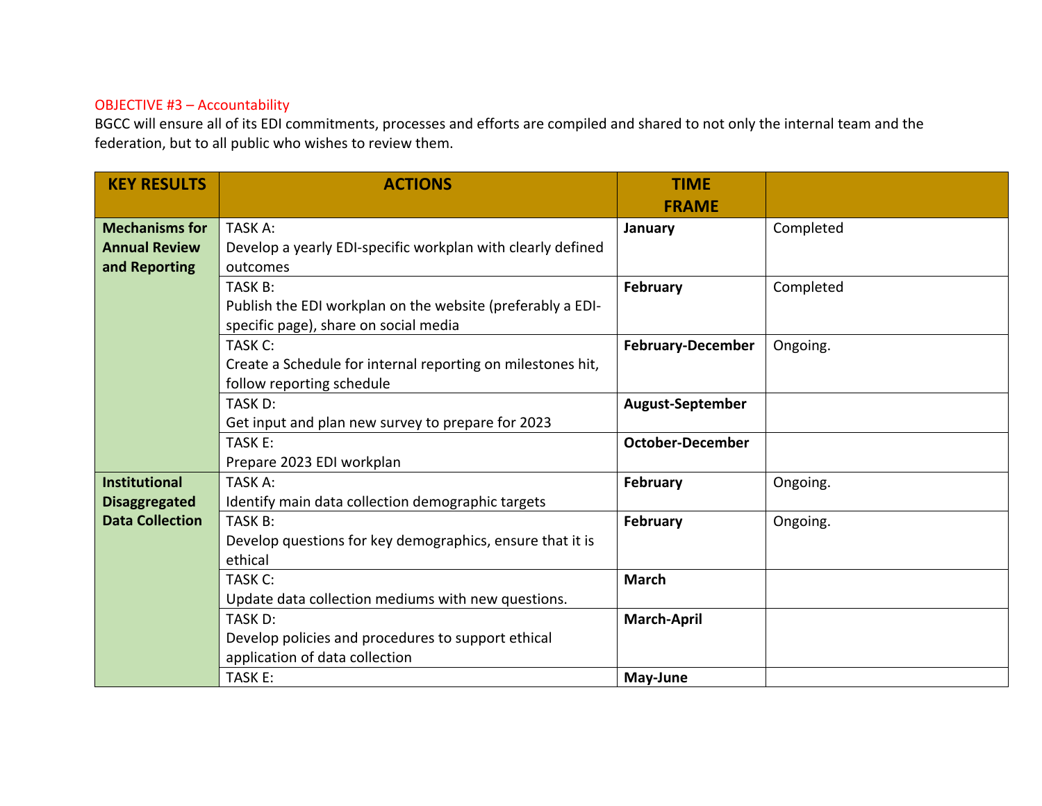OBJECTIVE #3 – Accountability

BGCC will ensure all of its EDI commitments, processes and efforts are compiled and shared to not only the internal team and the federation, but to all public who wishes to review them.

| KEY RESULTS | ACTIONS | TIME FRAME | |
|---|---|---|---|
| **Mechanisms for Annual Review and Reporting** | TASK A: Develop a yearly EDI-specific workplan with clearly defined outcomes | **January** | Completed |
| | TASK B: Publish the EDI workplan on the website (preferably a EDI-specific page), share on social media | **February** | Completed |
| | TASK C: Create a Schedule for internal reporting on milestones hit, follow reporting schedule | **February-December** | Ongoing. |
| | TASK D: Get input and plan new survey to prepare for 2023 | **August-September** | |
| | TASK E: Prepare 2023 EDI workplan | **October-December** | |
| **Institutional Disaggregated Data Collection** | TASK A: Identify main data collection demographic targets | **February** | Ongoing. |
| | TASK B: Develop questions for key demographics, ensure that it is ethical | **February** | Ongoing. |
| | TASK C: Update data collection mediums with new questions. | **March** | |
| | TASK D: Develop policies and procedures to support ethical application of data collection | **March-April** | |
| | TASK E: | **May-June** | |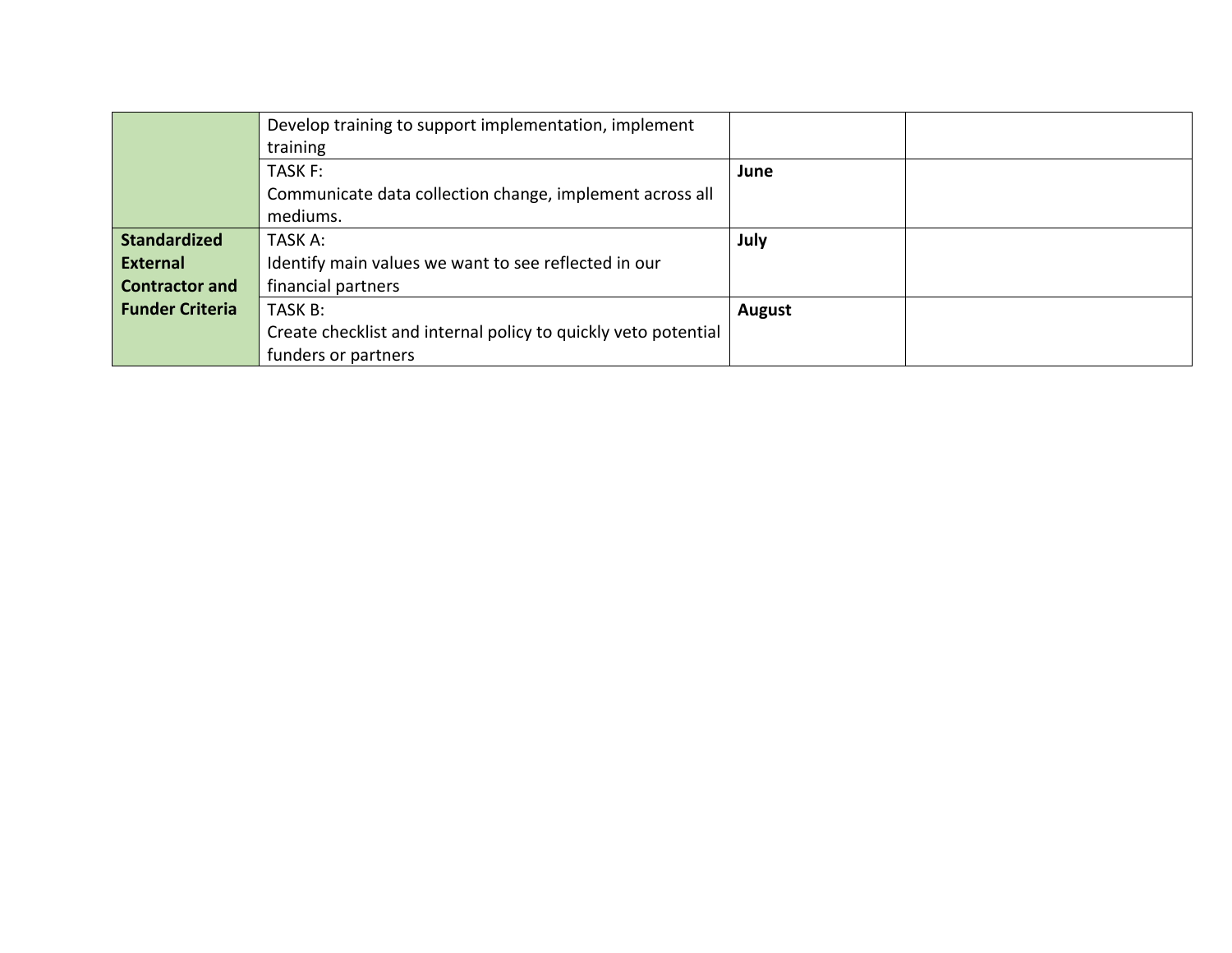| | | | |
|---|---|---|---|
| | Develop training to support implementation, implement training | | |
| | TASK F:<br>Communicate data collection change, implement across all mediums. | **June** | |
| **Standardized External Contractor and Funder Criteria** | TASK A:<br>Identify main values we want to see reflected in our financial partners | **July** | |
| | TASK B:<br>Create checklist and internal policy to quickly veto potential funders or partners | **August** | |